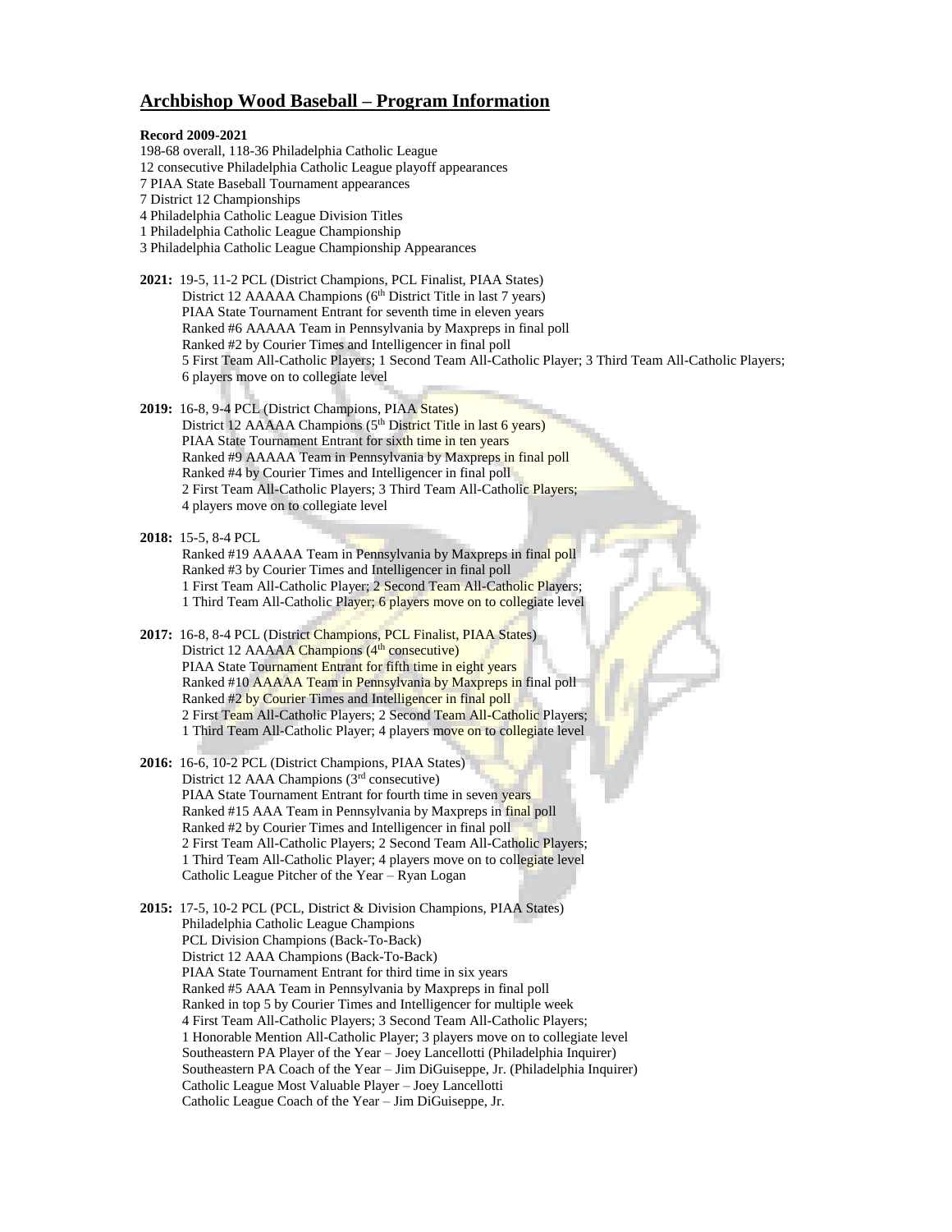# Archbishop Wood Baseball – Program Information

**Record 2009-2021**

198-68 overall, 118-36 Philadelphia Catholic League
12 consecutive Philadelphia Catholic League playoff appearances
7 PIAA State Baseball Tournament appearances
7 District 12 Championships
4 Philadelphia Catholic League Division Titles
1 Philadelphia Catholic League Championship
3 Philadelphia Catholic League Championship Appearances

**2021:** 19-5, 11-2 PCL (District Champions, PCL Finalist, PIAA States)
District 12 AAAAA Champions (6th District Title in last 7 years)
PIAA State Tournament Entrant for seventh time in eleven years
Ranked #6 AAAAA Team in Pennsylvania by Maxpreps in final poll
Ranked #2 by Courier Times and Intelligencer in final poll
5 First Team All-Catholic Players; 1 Second Team All-Catholic Player; 3 Third Team All-Catholic Players;
6 players move on to collegiate level

**2019:** 16-8, 9-4 PCL (District Champions, PIAA States)
District 12 AAAAA Champions (5th District Title in last 6 years)
PIAA State Tournament Entrant for sixth time in ten years
Ranked #9 AAAAA Team in Pennsylvania by Maxpreps in final poll
Ranked #4 by Courier Times and Intelligencer in final poll
2 First Team All-Catholic Players; 3 Third Team All-Catholic Players;
4 players move on to collegiate level

**2018:** 15-5, 8-4 PCL
Ranked #19 AAAAA Team in Pennsylvania by Maxpreps in final poll
Ranked #3 by Courier Times and Intelligencer in final poll
1 First Team All-Catholic Player; 2 Second Team All-Catholic Players;
1 Third Team All-Catholic Player; 6 players move on to collegiate level

**2017:** 16-8, 8-4 PCL (District Champions, PCL Finalist, PIAA States)
District 12 AAAAA Champions (4th consecutive)
PIAA State Tournament Entrant for fifth time in eight years
Ranked #10 AAAAA Team in Pennsylvania by Maxpreps in final poll
Ranked #2 by Courier Times and Intelligencer in final poll
2 First Team All-Catholic Players; 2 Second Team All-Catholic Players;
1 Third Team All-Catholic Player; 4 players move on to collegiate level

**2016:** 16-6, 10-2 PCL (District Champions, PIAA States)
District 12 AAA Champions (3rd consecutive)
PIAA State Tournament Entrant for fourth time in seven years
Ranked #15 AAA Team in Pennsylvania by Maxpreps in final poll
Ranked #2 by Courier Times and Intelligencer in final poll
2 First Team All-Catholic Players; 2 Second Team All-Catholic Players;
1 Third Team All-Catholic Player; 4 players move on to collegiate level
Catholic League Pitcher of the Year – Ryan Logan

**2015:** 17-5, 10-2 PCL (PCL, District & Division Champions, PIAA States)
Philadelphia Catholic League Champions
PCL Division Champions (Back-To-Back)
District 12 AAA Champions (Back-To-Back)
PIAA State Tournament Entrant for third time in six years
Ranked #5 AAA Team in Pennsylvania by Maxpreps in final poll
Ranked in top 5 by Courier Times and Intelligencer for multiple week
4 First Team All-Catholic Players; 3 Second Team All-Catholic Players;
1 Honorable Mention All-Catholic Player; 3 players move on to collegiate level
Southeastern PA Player of the Year – Joey Lancellotti (Philadelphia Inquirer)
Southeastern PA Coach of the Year – Jim DiGuiseppe, Jr. (Philadelphia Inquirer)
Catholic League Most Valuable Player – Joey Lancellotti
Catholic League Coach of the Year – Jim DiGuiseppe, Jr.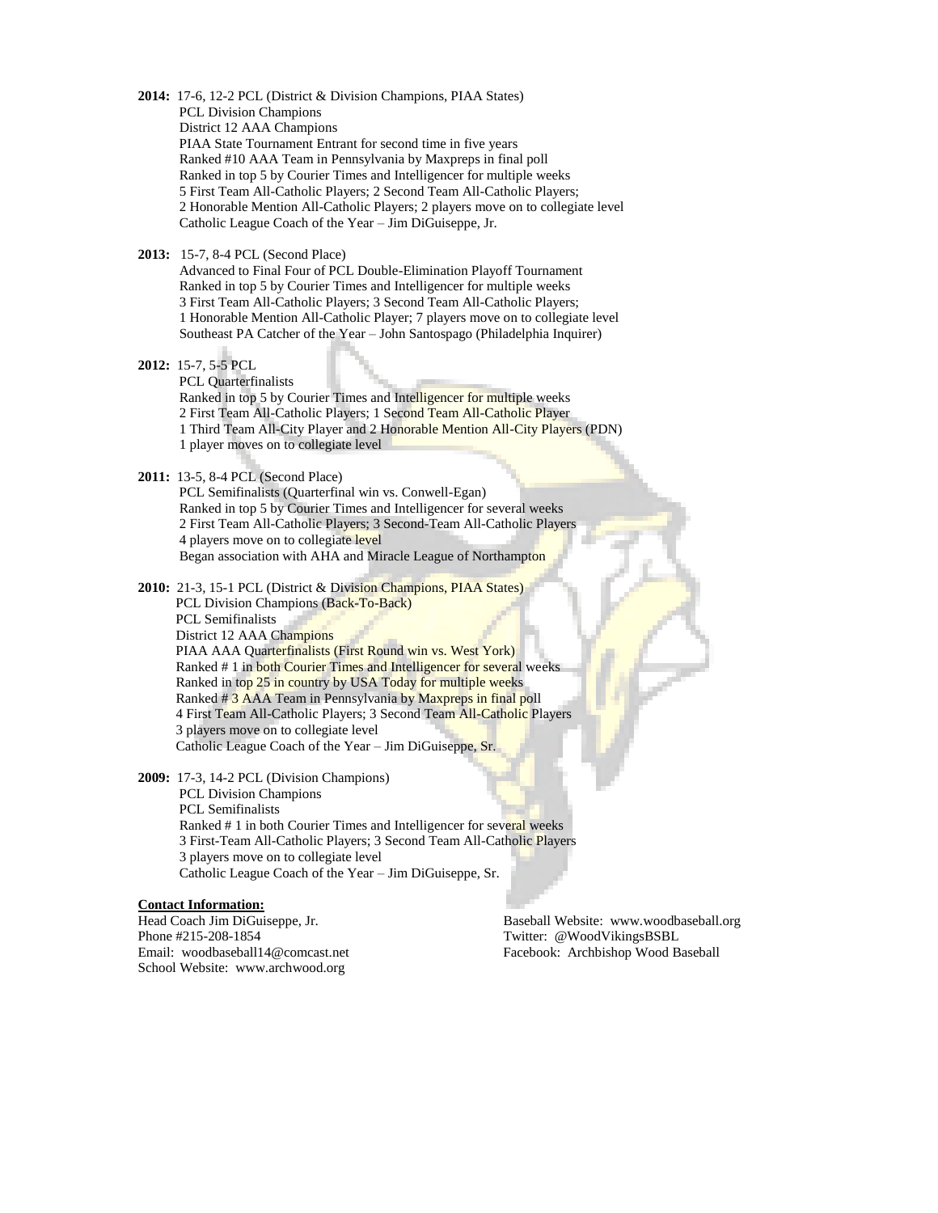**2014:** 17-6, 12-2 PCL (District & Division Champions, PIAA States)
PCL Division Champions
District 12 AAA Champions
PIAA State Tournament Entrant for second time in five years
Ranked #10 AAA Team in Pennsylvania by Maxpreps in final poll
Ranked in top 5 by Courier Times and Intelligencer for multiple weeks
5 First Team All-Catholic Players; 2 Second Team All-Catholic Players;
2 Honorable Mention All-Catholic Players; 2 players move on to collegiate level
Catholic League Coach of the Year – Jim DiGuiseppe, Jr.

**2013:** 15-7, 8-4 PCL (Second Place)
Advanced to Final Four of PCL Double-Elimination Playoff Tournament
Ranked in top 5 by Courier Times and Intelligencer for multiple weeks
3 First Team All-Catholic Players; 3 Second Team All-Catholic Players;
1 Honorable Mention All-Catholic Player; 7 players move on to collegiate level
Southeast PA Catcher of the Year – John Santospago (Philadelphia Inquirer)

**2012:** 15-7, 5-5 PCL
PCL Quarterfinalists
Ranked in top 5 by Courier Times and Intelligencer for multiple weeks
2 First Team All-Catholic Players; 1 Second Team All-Catholic Player
1 Third Team All-City Player and 2 Honorable Mention All-City Players (PDN)
1 player moves on to collegiate level

**2011:** 13-5, 8-4 PCL (Second Place)
PCL Semifinalists (Quarterfinal win vs. Conwell-Egan)
Ranked in top 5 by Courier Times and Intelligencer for several weeks
2 First Team All-Catholic Players; 3 Second-Team All-Catholic Players
4 players move on to collegiate level
Began association with AHA and Miracle League of Northampton

**2010:** 21-3, 15-1 PCL (District & Division Champions, PIAA States)
PCL Division Champions (Back-To-Back)
PCL Semifinalists
District 12 AAA Champions
PIAA AAA Quarterfinalists (First Round win vs. West York)
Ranked # 1 in both Courier Times and Intelligencer for several weeks
Ranked in top 25 in country by USA Today for multiple weeks
Ranked # 3 AAA Team in Pennsylvania by Maxpreps in final poll
4 First Team All-Catholic Players; 3 Second Team All-Catholic Players
3 players move on to collegiate level
Catholic League Coach of the Year – Jim DiGuiseppe, Sr.

**2009:** 17-3, 14-2 PCL (Division Champions)
PCL Division Champions
PCL Semifinalists
Ranked # 1 in both Courier Times and Intelligencer for several weeks
3 First-Team All-Catholic Players; 3 Second Team All-Catholic Players
3 players move on to collegiate level
Catholic League Coach of the Year – Jim DiGuiseppe, Sr.

**Contact Information:**

Head Coach Jim DiGuiseppe, Jr.
Phone #215-208-1854
Email: woodbaseball14@comcast.net
School Website: www.archwood.org

Baseball Website: www.woodbaseball.org
Twitter: @WoodVikingsBSBL
Facebook: Archbishop Wood Baseball